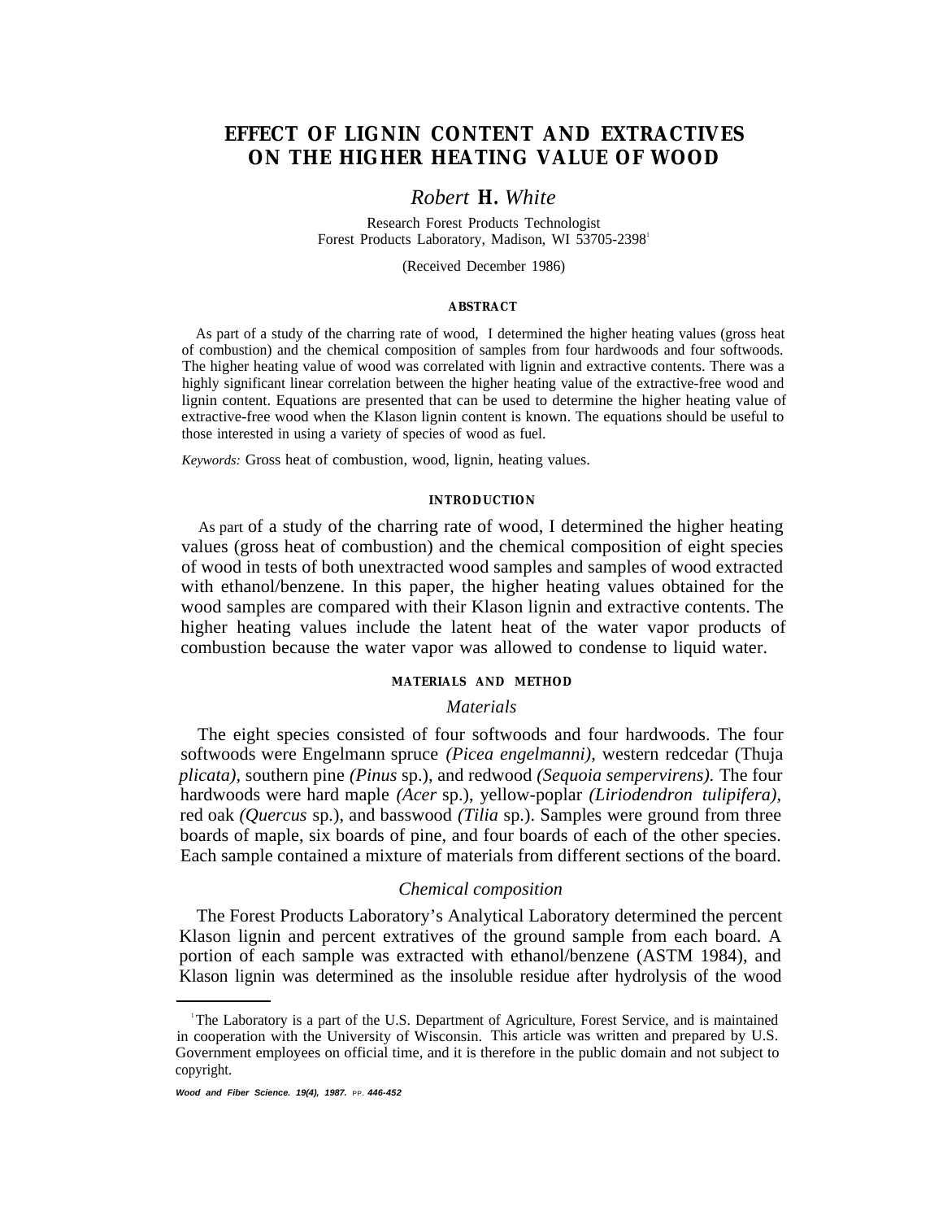# EFFECT OF LIGNIN CONTENT AND EXTRACTIVES ON THE HIGHER HEATING VALUE OF WOOD

*Robert* **H.** *White*

Research Forest Products Technologist
Forest Products Laboratory, Madison, WI 53705-2398[1]

(Received December 1986)

#### ABSTRACT

As part of a study of the charring rate of wood, I determined the higher heating values (gross heat of combustion) and the chemical composition of samples from four hardwoods and four softwoods. The higher heating value of wood was correlated with lignin and extractive contents. There was a highly significant linear correlation between the higher heating value of the extractive-free wood and lignin content. Equations are presented that can be used to determine the higher heating value of extractive-free wood when the Klason lignin content is known. The equations should be useful to those interested in using a variety of species of wood as fuel.

*Keywords:* Gross heat of combustion, wood, lignin, heating values.

## INTRODUCTION

As part of a study of the charring rate of wood, I determined the higher heating values (gross heat of combustion) and the chemical composition of eight species of wood in tests of both unextracted wood samples and samples of wood extracted with ethanol/benzene. In this paper, the higher heating values obtained for the wood samples are compared with their Klason lignin and extractive contents. The higher heating values include the latent heat of the water vapor products of combustion because the water vapor was allowed to condense to liquid water.

## MATERIALS AND METHOD

### Materials

The eight species consisted of four softwoods and four hardwoods. The four softwoods were Engelmann spruce *(Picea engelmanni),* western redcedar (Thuja *plicata),* southern pine *(Pinus* sp.), and redwood *(Sequoia sempervirens).* The four hardwoods were hard maple *(Acer* sp.), yellow-poplar *(Liriodendron tulipifera),* red oak *(Quercus* sp.), and basswood *(Tilia* sp.). Samples were ground from three boards of maple, six boards of pine, and four boards of each of the other species. Each sample contained a mixture of materials from different sections of the board.

### Chemical composition

The Forest Products Laboratory's Analytical Laboratory determined the percent Klason lignin and percent extratives of the ground sample from each board. A portion of each sample was extracted with ethanol/benzene (ASTM 1984), and Klason lignin was determined as the insoluble residue after hydrolysis of the wood

[1] The Laboratory is a part of the U.S. Department of Agriculture, Forest Service, and is maintained in cooperation with the University of Wisconsin. This article was written and prepared by U.S. Government employees on official time, and it is therefore in the public domain and not subject to copyright.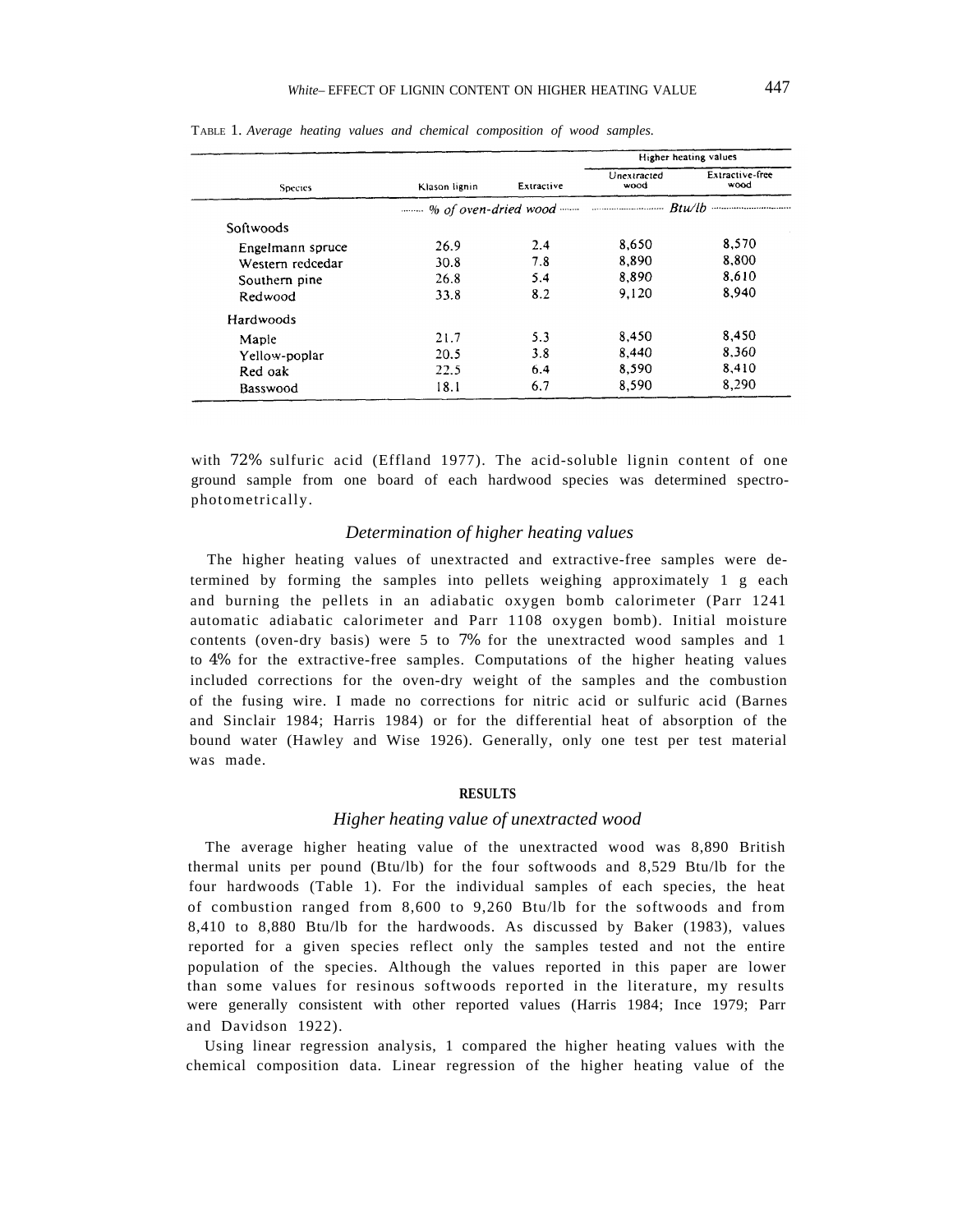TABLE 1. *Average heating values and chemical composition of wood samples.*

| Species | Klason lignin | Extractive | Higher heating values | |
|---|---|---|---|---|
| | | | Unextracted wood | Extractive-free wood |
| | *% of oven-dried wood* | | *Btu/lb* | |
| Softwoods | | | | |
| Engelmann spruce | 26.9 | 2.4 | 8,650 | 8,570 |
| Western redcedar | 30.8 | 7.8 | 8,890 | 8,800 |
| Southern pine | 26.8 | 5.4 | 8,890 | 8,610 |
| Redwood | 33.8 | 8.2 | 9,120 | 8,940 |
| Hardwoods | | | | |
| Maple | 21.7 | 5.3 | 8,450 | 8,450 |
| Yellow-poplar | 20.5 | 3.8 | 8,440 | 8,360 |
| Red oak | 22.5 | 6.4 | 8,590 | 8,410 |
| Basswood | 18.1 | 6.7 | 8,590 | 8,290 |

with 72% sulfuric acid (Effland 1977). The acid-soluble lignin content of one ground sample from one board of each hardwood species was determined spectrophotometrically.

### *Determination of higher heating values*

The higher heating values of unextracted and extractive-free samples were determined by forming the samples into pellets weighing approximately 1 g each and burning the pellets in an adiabatic oxygen bomb calorimeter (Parr 1241 automatic adiabatic calorimeter and Parr 1108 oxygen bomb). Initial moisture contents (oven-dry basis) were 5 to 7% for the unextracted wood samples and 1 to 4% for the extractive-free samples. Computations of the higher heating values included corrections for the oven-dry weight of the samples and the combustion of the fusing wire. I made no corrections for nitric acid or sulfuric acid (Barnes and Sinclair 1984; Harris 1984) or for the differential heat of absorption of the bound water (Hawley and Wise 1926). Generally, only one test per test material was made.

## RESULTS

### *Higher heating value of unextracted wood*

The average higher heating value of the unextracted wood was 8,890 British thermal units per pound (Btu/lb) for the four softwoods and 8,529 Btu/lb for the four hardwoods (Table 1). For the individual samples of each species, the heat of combustion ranged from 8,600 to 9,260 Btu/lb for the softwoods and from 8,410 to 8,880 Btu/lb for the hardwoods. As discussed by Baker (1983), values reported for a given species reflect only the samples tested and not the entire population of the species. Although the values reported in this paper are lower than some values for resinous softwoods reported in the literature, my results were generally consistent with other reported values (Harris 1984; Ince 1979; Parr and Davidson 1922).

Using linear regression analysis, 1 compared the higher heating values with the chemical composition data. Linear regression of the higher heating value of the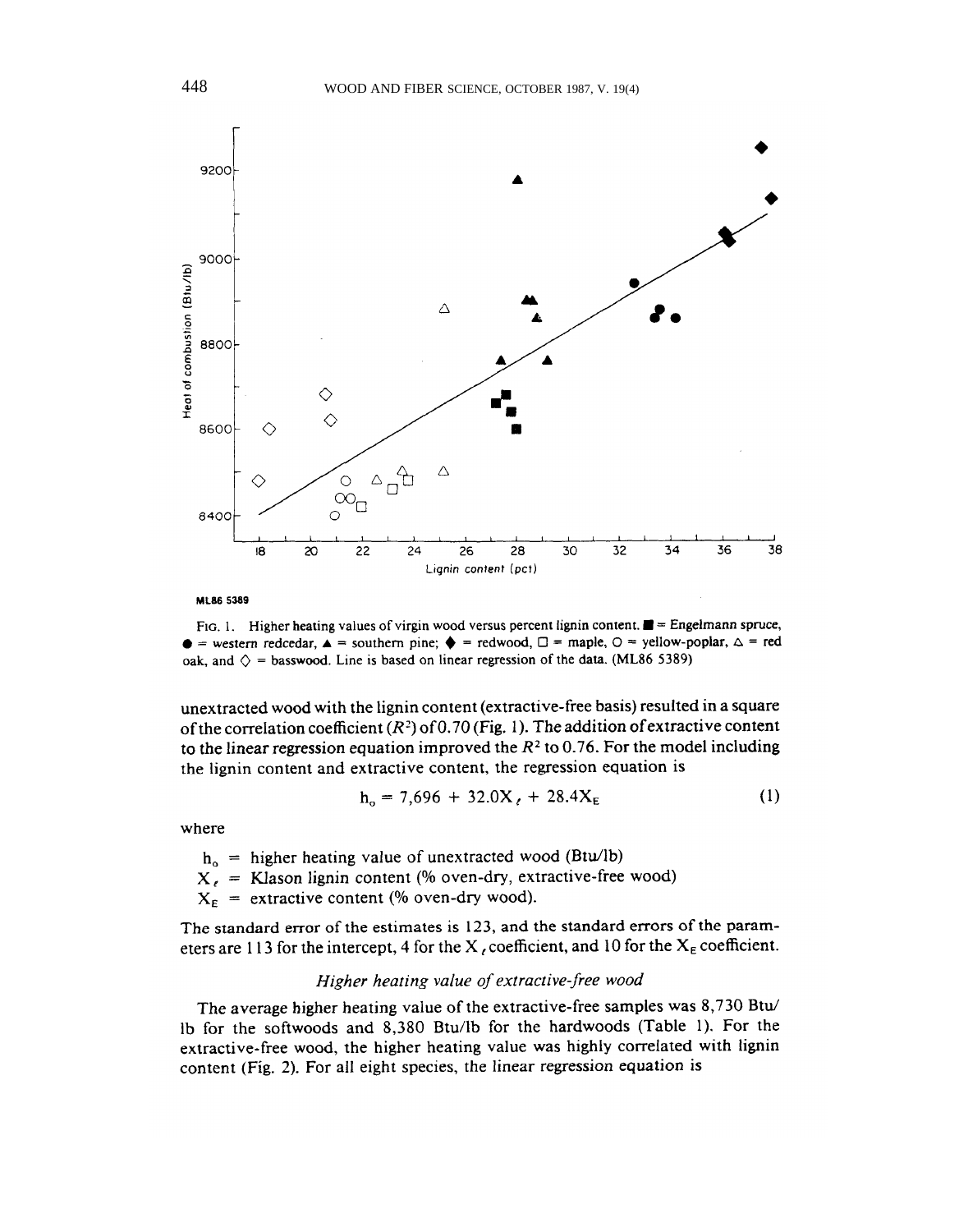ML86 5389

FIG. 1. Higher heating values of virgin wood versus percent lignin content. ■ = Engelmann spruce, ● = western redcedar, ▲ = southern pine; ◆ = redwood, □ = maple, ○ = yellow-poplar, △ = red oak, and ◇ = basswood. Line is based on linear regression of the data. (ML86 5389)

unextracted wood with the lignin content (extractive-free basis) resulted in a square of the correlation coefficient ($R^2$) of 0.70 (Fig. 1). The addition of extractive content to the linear regression equation improved the $R^2$ to 0.76. For the model including the lignin content and extractive content, the regression equation is

$$h_o = 7{,}696 + 32.0X_\ell + 28.4X_E \tag{1}$$

where

$h_o$ = higher heating value of unextracted wood (Btu/lb)
$X_\ell$ = Klason lignin content (% oven-dry, extractive-free wood)
$X_E$ = extractive content (% oven-dry wood).

The standard error of the estimates is 123, and the standard errors of the parameters are 113 for the intercept, 4 for the $X_\ell$ coefficient, and 10 for the $X_E$ coefficient.

### *Higher heating value of extractive-free wood*

The average higher heating value of the extractive-free samples was 8,730 Btu/lb for the softwoods and 8,380 Btu/lb for the hardwoods (Table 1). For the extractive-free wood, the higher heating value was highly correlated with lignin content (Fig. 2). For all eight species, the linear regression equation is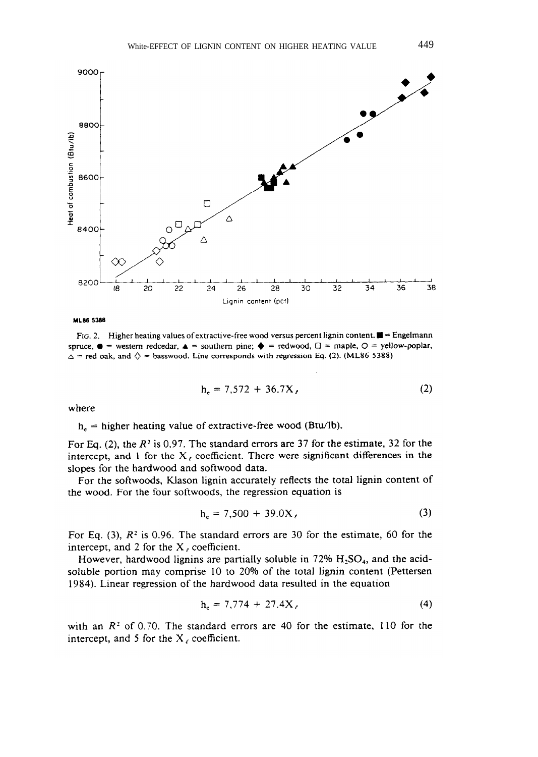ML86 5388

FIG. 2. Higher heating values of extractive-free wood versus percent lignin content. ■ = Engelmann spruce, ● = western redcedar, ▲ = southern pine; ◆ = redwood, □ = maple, ○ = yellow-poplar, △ = red oak, and ◇ = basswood. Line corresponds with regression Eq. (2). (ML86 5388)

$$h_e = 7{,}572 + 36.7X_\ell \tag{2}$$

where

$h_e$ = higher heating value of extractive-free wood (Btu/lb).

For Eq. (2), the $R^2$ is 0.97. The standard errors are 37 for the estimate, 32 for the intercept, and 1 for the $X_\ell$ coefficient. There were significant differences in the slopes for the hardwood and softwood data.

For the softwoods, Klason lignin accurately reflects the total lignin content of the wood. For the four softwoods, the regression equation is

$$h_e = 7{,}500 + 39.0X_\ell \tag{3}$$

For Eq. (3), $R^2$ is 0.96. The standard errors are 30 for the estimate, 60 for the intercept, and 2 for the $X_\ell$ coefficient.

However, hardwood lignins are partially soluble in 72% $H_2SO_4$, and the acid-soluble portion may comprise 10 to 20% of the total lignin content (Pettersen 1984). Linear regression of the hardwood data resulted in the equation

$$h_e = 7{,}774 + 27.4X_\ell \tag{4}$$

with an $R^2$ of 0.70. The standard errors are 40 for the estimate, 110 for the intercept, and 5 for the $X_\ell$ coefficient.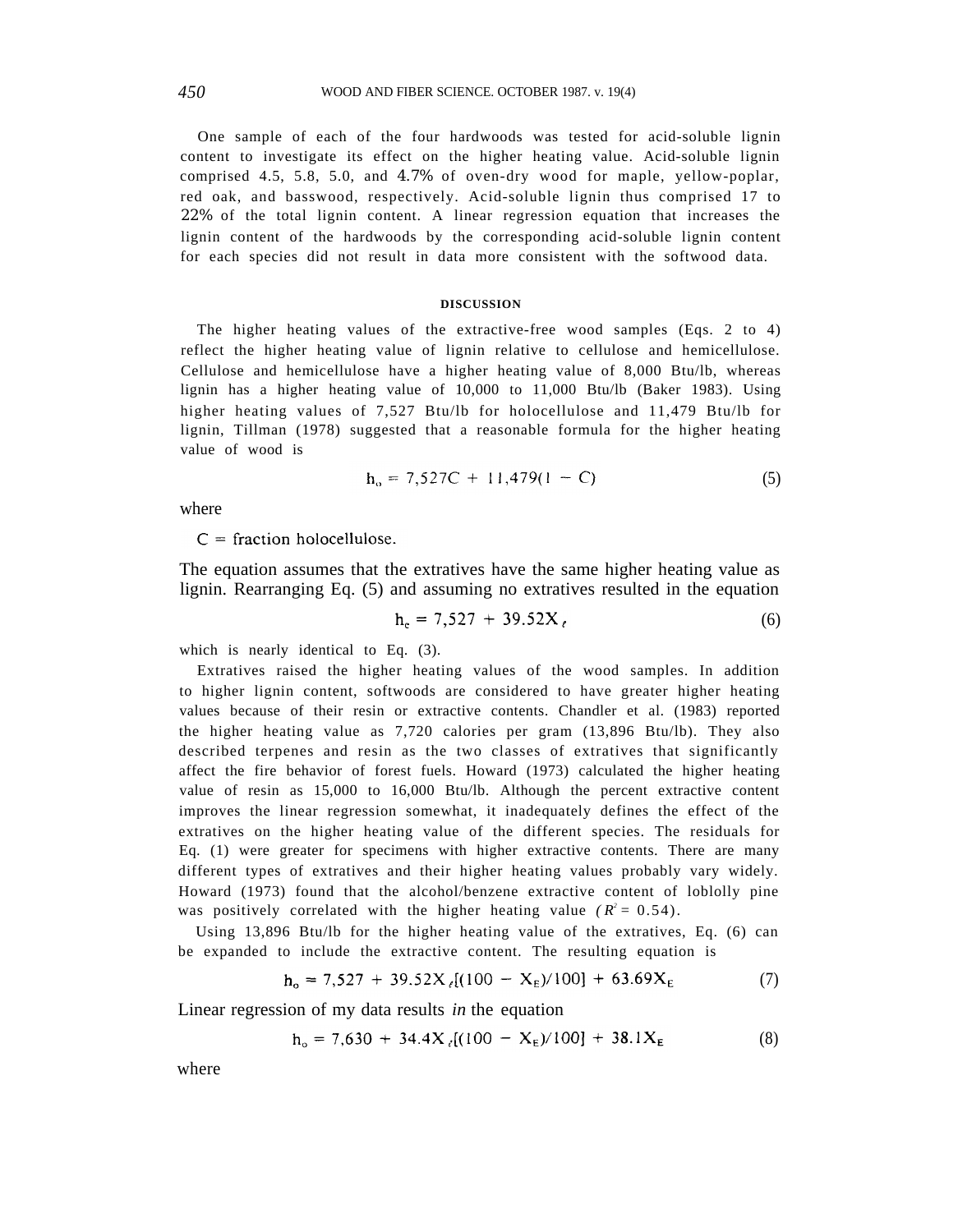One sample of each of the four hardwoods was tested for acid-soluble lignin content to investigate its effect on the higher heating value. Acid-soluble lignin comprised 4.5, 5.8, 5.0, and 4.7% of oven-dry wood for maple, yellow-poplar, red oak, and basswood, respectively. Acid-soluble lignin thus comprised 17 to 22% of the total lignin content. A linear regression equation that increases the lignin content of the hardwoods by the corresponding acid-soluble lignin content for each species did not result in data more consistent with the softwood data.

## DISCUSSION

The higher heating values of the extractive-free wood samples (Eqs. 2 to 4) reflect the higher heating value of lignin relative to cellulose and hemicellulose. Cellulose and hemicellulose have a higher heating value of 8,000 Btu/lb, whereas lignin has a higher heating value of 10,000 to 11,000 Btu/lb (Baker 1983). Using higher heating values of 7,527 Btu/lb for holocellulose and 11,479 Btu/lb for lignin, Tillman (1978) suggested that a reasonable formula for the higher heating value of wood is

$$h_o = 7{,}527C + 11{,}479(1 - C) \tag{5}$$

where

$C$ = fraction holocellulose.

The equation assumes that the extratives have the same higher heating value as lignin. Rearranging Eq. (5) and assuming no extratives resulted in the equation

$$h_e = 7{,}527 + 39.52X_\ell \tag{6}$$

which is nearly identical to Eq. (3).

Extratives raised the higher heating values of the wood samples. In addition to higher lignin content, softwoods are considered to have greater higher heating values because of their resin or extractive contents. Chandler et al. (1983) reported the higher heating value as 7,720 calories per gram (13,896 Btu/lb). They also described terpenes and resin as the two classes of extratives that significantly affect the fire behavior of forest fuels. Howard (1973) calculated the higher heating value of resin as 15,000 to 16,000 Btu/lb. Although the percent extractive content improves the linear regression somewhat, it inadequately defines the effect of the extratives on the higher heating value of the different species. The residuals for Eq. (1) were greater for specimens with higher extractive contents. There are many different types of extratives and their higher heating values probably vary widely. Howard (1973) found that the alcohol/benzene extractive content of loblolly pine was positively correlated with the higher heating value ($R^2 = 0.54$).

Using 13,896 Btu/lb for the higher heating value of the extratives, Eq. (6) can be expanded to include the extractive content. The resulting equation is

$$h_o = 7{,}527 + 39.52X_\ell[(100 - X_E)/100] + 63.69X_E \tag{7}$$

Linear regression of my data results *in* the equation

$$h_o = 7{,}630 + 34.4X_\ell[(100 - X_E)/100] + 38.1X_E \tag{8}$$

where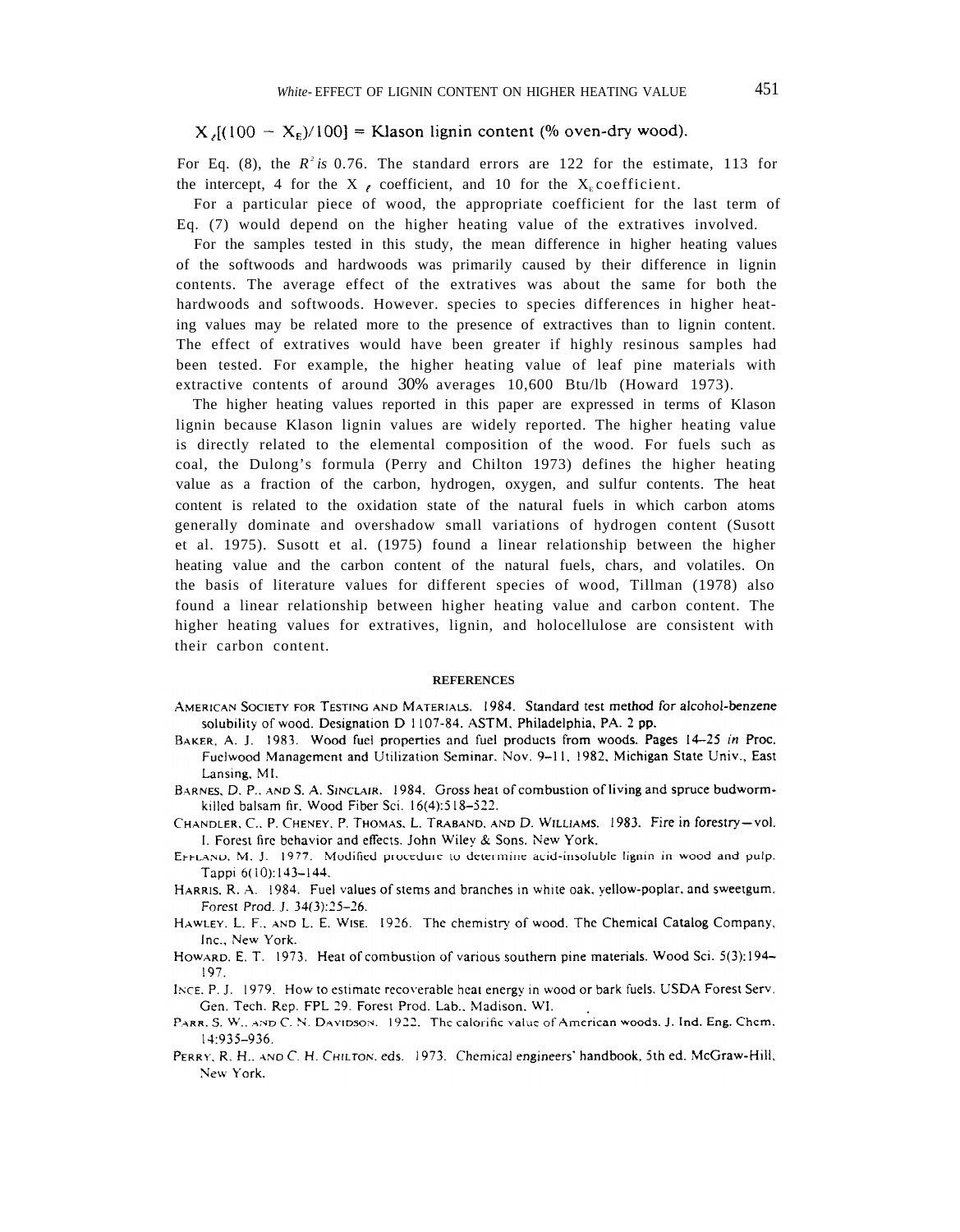$X_\ell[(100 - X_E)/100]$ = Klason lignin content (% oven-dry wood).

For Eq. (8), the $R^2$ is 0.76. The standard errors are 122 for the estimate, 113 for the intercept, 4 for the $X_\ell$ coefficient, and 10 for the $X_E$ coefficient.

For a particular piece of wood, the appropriate coefficient for the last term of Eq. (7) would depend on the higher heating value of the extratives involved.

For the samples tested in this study, the mean difference in higher heating values of the softwoods and hardwoods was primarily caused by their difference in lignin contents. The average effect of the extratives was about the same for both the hardwoods and softwoods. However. species to species differences in higher heating values may be related more to the presence of extractives than to lignin content. The effect of extratives would have been greater if highly resinous samples had been tested. For example, the higher heating value of leaf pine materials with extractive contents of around 30% averages 10,600 Btu/lb (Howard 1973).

The higher heating values reported in this paper are expressed in terms of Klason lignin because Klason lignin values are widely reported. The higher heating value is directly related to the elemental composition of the wood. For fuels such as coal, the Dulong's formula (Perry and Chilton 1973) defines the higher heating value as a fraction of the carbon, hydrogen, oxygen, and sulfur contents. The heat content is related to the oxidation state of the natural fuels in which carbon atoms generally dominate and overshadow small variations of hydrogen content (Susott et al. 1975). Susott et al. (1975) found a linear relationship between the higher heating value and the carbon content of the natural fuels, chars, and volatiles. On the basis of literature values for different species of wood, Tillman (1978) also found a linear relationship between higher heating value and carbon content. The higher heating values for extratives, lignin, and holocellulose are consistent with their carbon content.

## REFERENCES

AMERICAN SOCIETY FOR TESTING AND MATERIALS. 1984. Standard test method for alcohol-benzene solubility of wood. Designation D 1107-84. ASTM, Philadelphia, PA. 2 pp.

BAKER, A. J. 1983. Wood fuel properties and fuel products from woods. Pages 14–25 *in* Proc. Fuelwood Management and Utilization Seminar. Nov. 9–11, 1982, Michigan State Univ., East Lansing, MI.

BARNES, D. P., AND S. A. SINCLAIR. 1984. Gross heat of combustion of living and spruce budworm-killed balsam fir. Wood Fiber Sci. 16(4):518–522.

CHANDLER, C., P. CHENEY, P. THOMAS, L. TRABAND, AND D. WILLIAMS. 1983. Fire in forestry—vol. I. Forest fire behavior and effects. John Wiley & Sons, New York.

EFFLAND, M. J. 1977. Modified procedure to determine acid-insoluble lignin in wood and pulp. Tappi 6(10):143–144.

HARRIS, R. A. 1984. Fuel values of stems and branches in white oak, yellow-poplar, and sweetgum. Forest Prod. J. 34(3):25–26.

HAWLEY, L. F., AND L. E. WISE. 1926. The chemistry of wood. The Chemical Catalog Company, Inc., New York.

HOWARD, E. T. 1973. Heat of combustion of various southern pine materials. Wood Sci. 5(3):194–197.

INCE, P. J. 1979. How to estimate recoverable heat energy in wood or bark fuels. USDA Forest Serv. Gen. Tech. Rep. FPL 29. Forest Prod. Lab., Madison, WI.

PARR, S. W., AND C. N. DAVIDSON. 1922. The calorific value of American woods. J. Ind. Eng. Chem. 14:935–936.

PERRY, R. H., AND C. H. CHILTON, eds. 1973. Chemical engineers' handbook, 5th ed. McGraw-Hill, New York.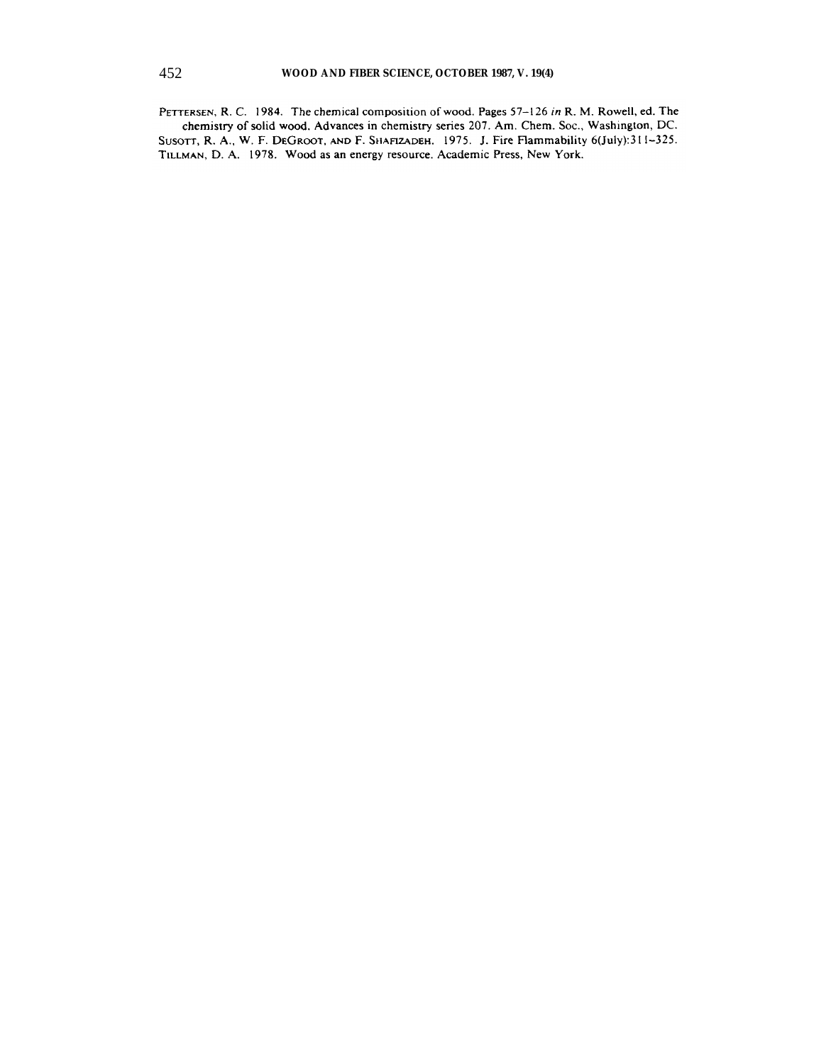PETTERSEN, R. C. 1984. The chemical composition of wood. Pages 57–126 *in* R. M. Rowell, ed. The chemistry of solid wood. Advances in chemistry series 207. Am. Chem. Soc., Washington, DC.

SUSOTT, R. A., W. F. DEGROOT, AND F. SHAFIZADEH. 1975. J. Fire Flammability 6(July):311–325.

TILLMAN, D. A. 1978. Wood as an energy resource. Academic Press, New York.